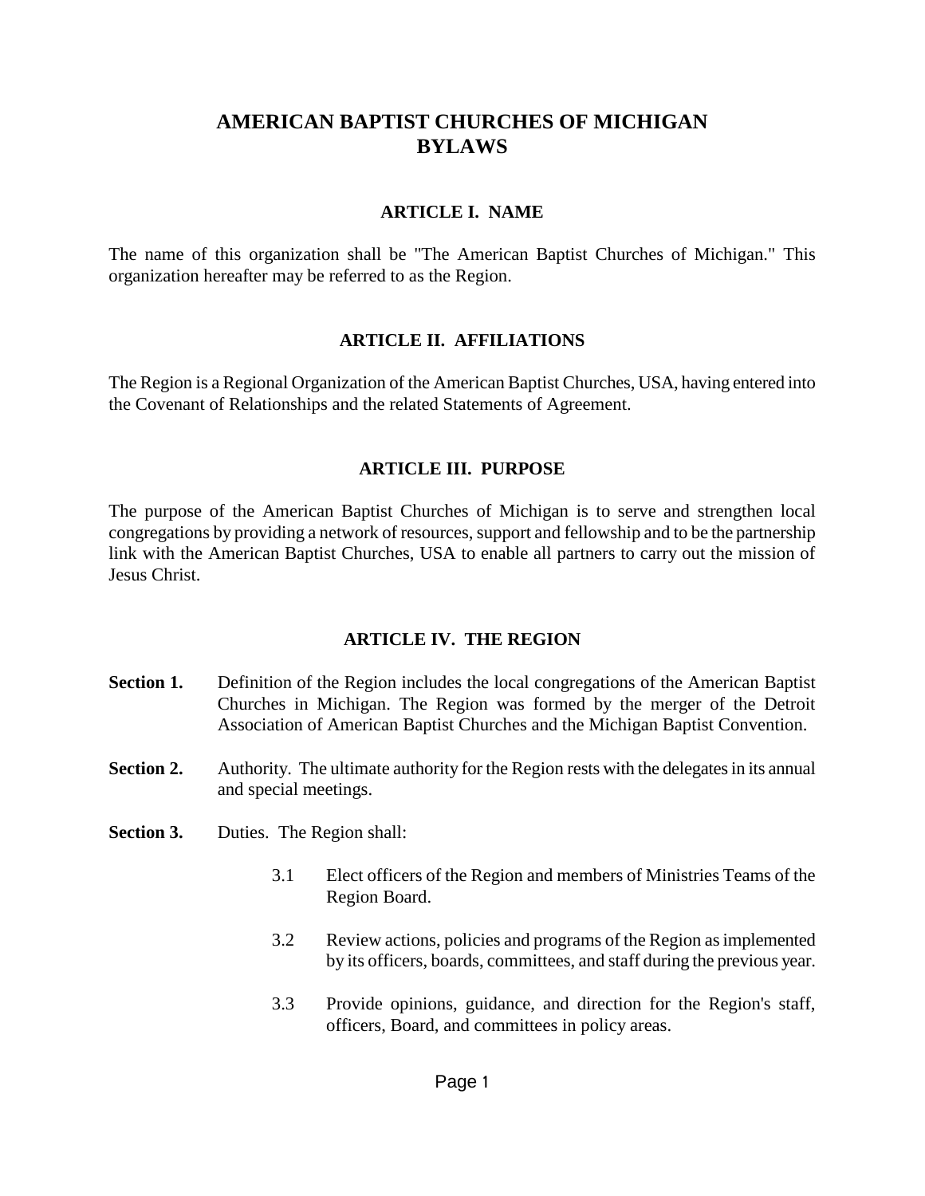# AMERICAN BAPTIST CHURCHES OF MICHIGAN
# BYLAWS

## ARTICLE I. NAME

The name of this organization shall be "The American Baptist Churches of Michigan." This organization hereafter may be referred to as the Region.

## ARTICLE II. AFFILIATIONS

The Region is a Regional Organization of the American Baptist Churches, USA, having entered into the Covenant of Relationships and the related Statements of Agreement.

## ARTICLE III. PURPOSE

The purpose of the American Baptist Churches of Michigan is to serve and strengthen local congregations by providing a network of resources, support and fellowship and to be the partnership link with the American Baptist Churches, USA to enable all partners to carry out the mission of Jesus Christ.

## ARTICLE IV. THE REGION

**Section 1.** Definition of the Region includes the local congregations of the American Baptist Churches in Michigan. The Region was formed by the merger of the Detroit Association of American Baptist Churches and the Michigan Baptist Convention.

**Section 2.** Authority. The ultimate authority for the Region rests with the delegates in its annual and special meetings.

**Section 3.** Duties. The Region shall:

3.1 Elect officers of the Region and members of Ministries Teams of the Region Board.

3.2 Review actions, policies and programs of the Region as implemented by its officers, boards, committees, and staff during the previous year.

3.3 Provide opinions, guidance, and direction for the Region's staff, officers, Board, and committees in policy areas.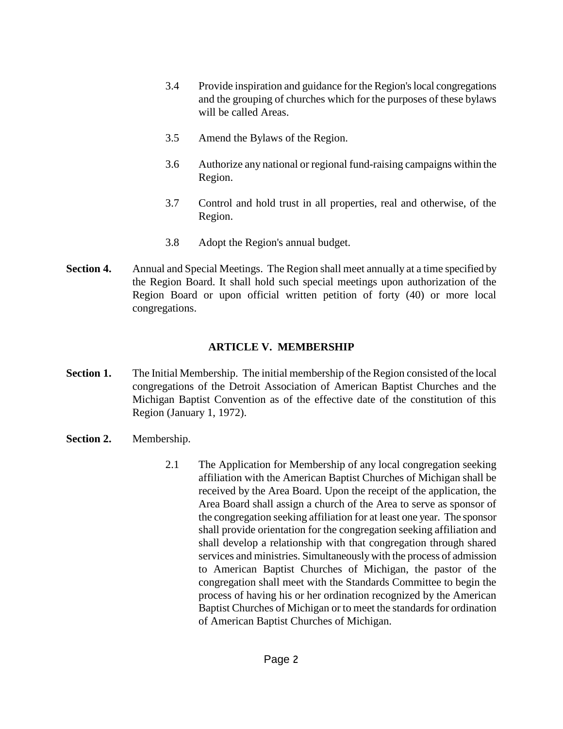3.4 Provide inspiration and guidance for the Region's local congregations and the grouping of churches which for the purposes of these bylaws will be called Areas.

3.5 Amend the Bylaws of the Region.

3.6 Authorize any national or regional fund-raising campaigns within the Region.

3.7 Control and hold trust in all properties, real and otherwise, of the Region.

3.8 Adopt the Region's annual budget.

**Section 4.** Annual and Special Meetings. The Region shall meet annually at a time specified by the Region Board. It shall hold such special meetings upon authorization of the Region Board or upon official written petition of forty (40) or more local congregations.

## ARTICLE V. MEMBERSHIP

**Section 1.** The Initial Membership. The initial membership of the Region consisted of the local congregations of the Detroit Association of American Baptist Churches and the Michigan Baptist Convention as of the effective date of the constitution of this Region (January 1, 1972).

**Section 2.** Membership.

2.1 The Application for Membership of any local congregation seeking affiliation with the American Baptist Churches of Michigan shall be received by the Area Board. Upon the receipt of the application, the Area Board shall assign a church of the Area to serve as sponsor of the congregation seeking affiliation for at least one year. The sponsor shall provide orientation for the congregation seeking affiliation and shall develop a relationship with that congregation through shared services and ministries. Simultaneously with the process of admission to American Baptist Churches of Michigan, the pastor of the congregation shall meet with the Standards Committee to begin the process of having his or her ordination recognized by the American Baptist Churches of Michigan or to meet the standards for ordination of American Baptist Churches of Michigan.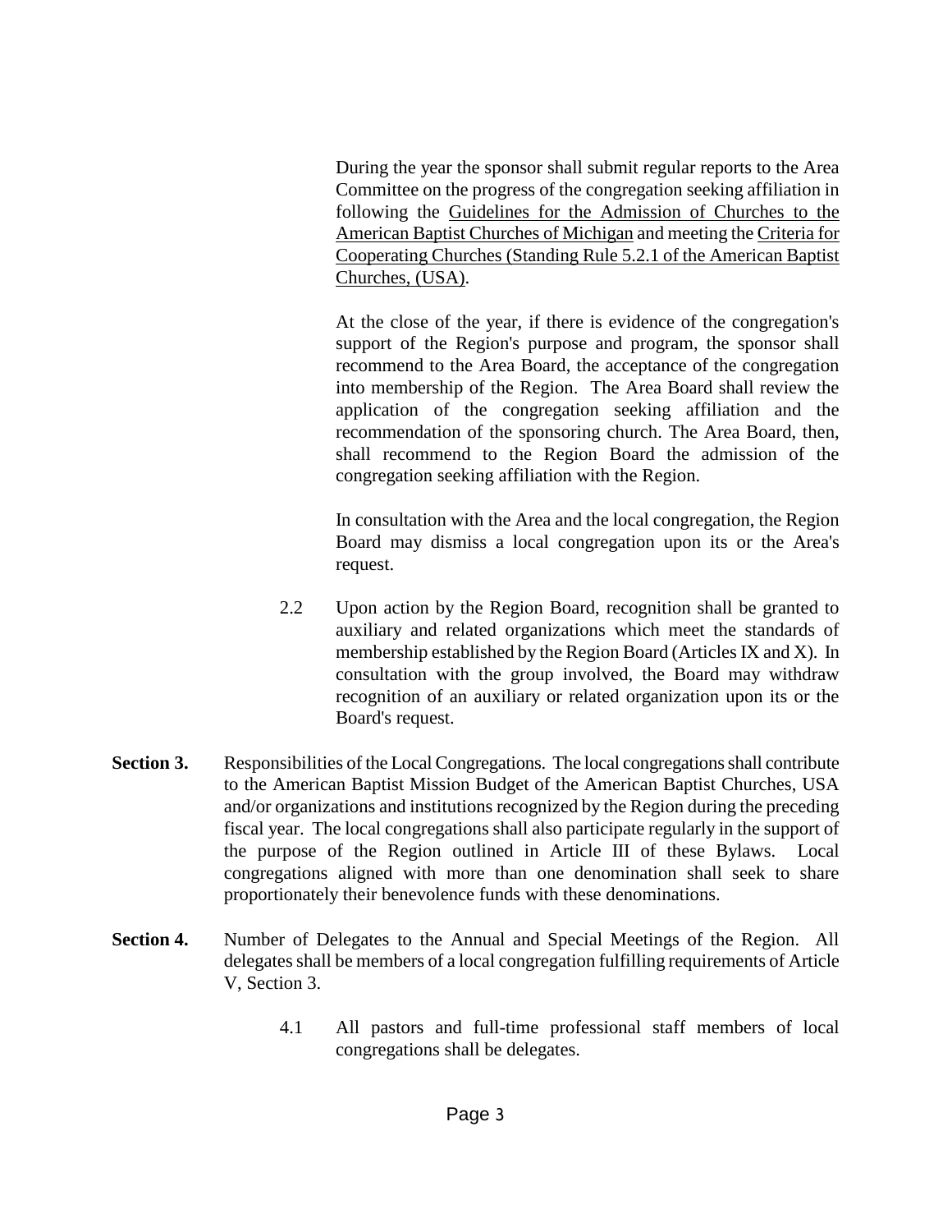During the year the sponsor shall submit regular reports to the Area Committee on the progress of the congregation seeking affiliation in following the Guidelines for the Admission of Churches to the American Baptist Churches of Michigan and meeting the Criteria for Cooperating Churches (Standing Rule 5.2.1 of the American Baptist Churches, (USA).

At the close of the year, if there is evidence of the congregation's support of the Region's purpose and program, the sponsor shall recommend to the Area Board, the acceptance of the congregation into membership of the Region. The Area Board shall review the application of the congregation seeking affiliation and the recommendation of the sponsoring church. The Area Board, then, shall recommend to the Region Board the admission of the congregation seeking affiliation with the Region.

In consultation with the Area and the local congregation, the Region Board may dismiss a local congregation upon its or the Area's request.

2.2 Upon action by the Region Board, recognition shall be granted to auxiliary and related organizations which meet the standards of membership established by the Region Board (Articles IX and X). In consultation with the group involved, the Board may withdraw recognition of an auxiliary or related organization upon its or the Board's request.

**Section 3.** Responsibilities of the Local Congregations. The local congregations shall contribute to the American Baptist Mission Budget of the American Baptist Churches, USA and/or organizations and institutions recognized by the Region during the preceding fiscal year. The local congregations shall also participate regularly in the support of the purpose of the Region outlined in Article III of these Bylaws. Local congregations aligned with more than one denomination shall seek to share proportionately their benevolence funds with these denominations.

**Section 4.** Number of Delegates to the Annual and Special Meetings of the Region. All delegates shall be members of a local congregation fulfilling requirements of Article V, Section 3.

4.1 All pastors and full-time professional staff members of local congregations shall be delegates.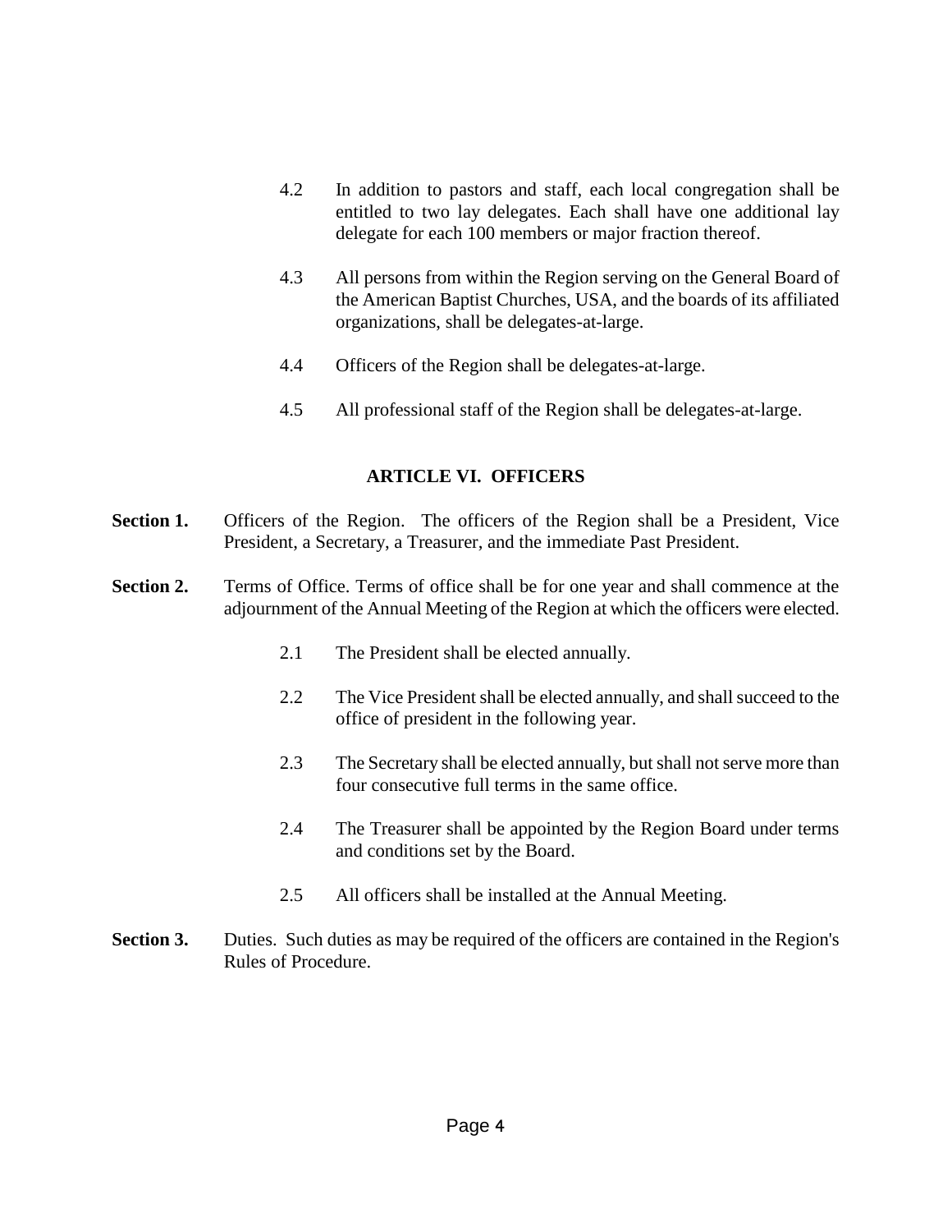4.2 In addition to pastors and staff, each local congregation shall be entitled to two lay delegates. Each shall have one additional lay delegate for each 100 members or major fraction thereof.

4.3 All persons from within the Region serving on the General Board of the American Baptist Churches, USA, and the boards of its affiliated organizations, shall be delegates-at-large.

4.4 Officers of the Region shall be delegates-at-large.

4.5 All professional staff of the Region shall be delegates-at-large.

## ARTICLE VI. OFFICERS

**Section 1.** Officers of the Region. The officers of the Region shall be a President, Vice President, a Secretary, a Treasurer, and the immediate Past President.

**Section 2.** Terms of Office. Terms of office shall be for one year and shall commence at the adjournment of the Annual Meeting of the Region at which the officers were elected.

2.1 The President shall be elected annually.

2.2 The Vice President shall be elected annually, and shall succeed to the office of president in the following year.

2.3 The Secretary shall be elected annually, but shall not serve more than four consecutive full terms in the same office.

2.4 The Treasurer shall be appointed by the Region Board under terms and conditions set by the Board.

2.5 All officers shall be installed at the Annual Meeting.

**Section 3.** Duties. Such duties as may be required of the officers are contained in the Region's Rules of Procedure.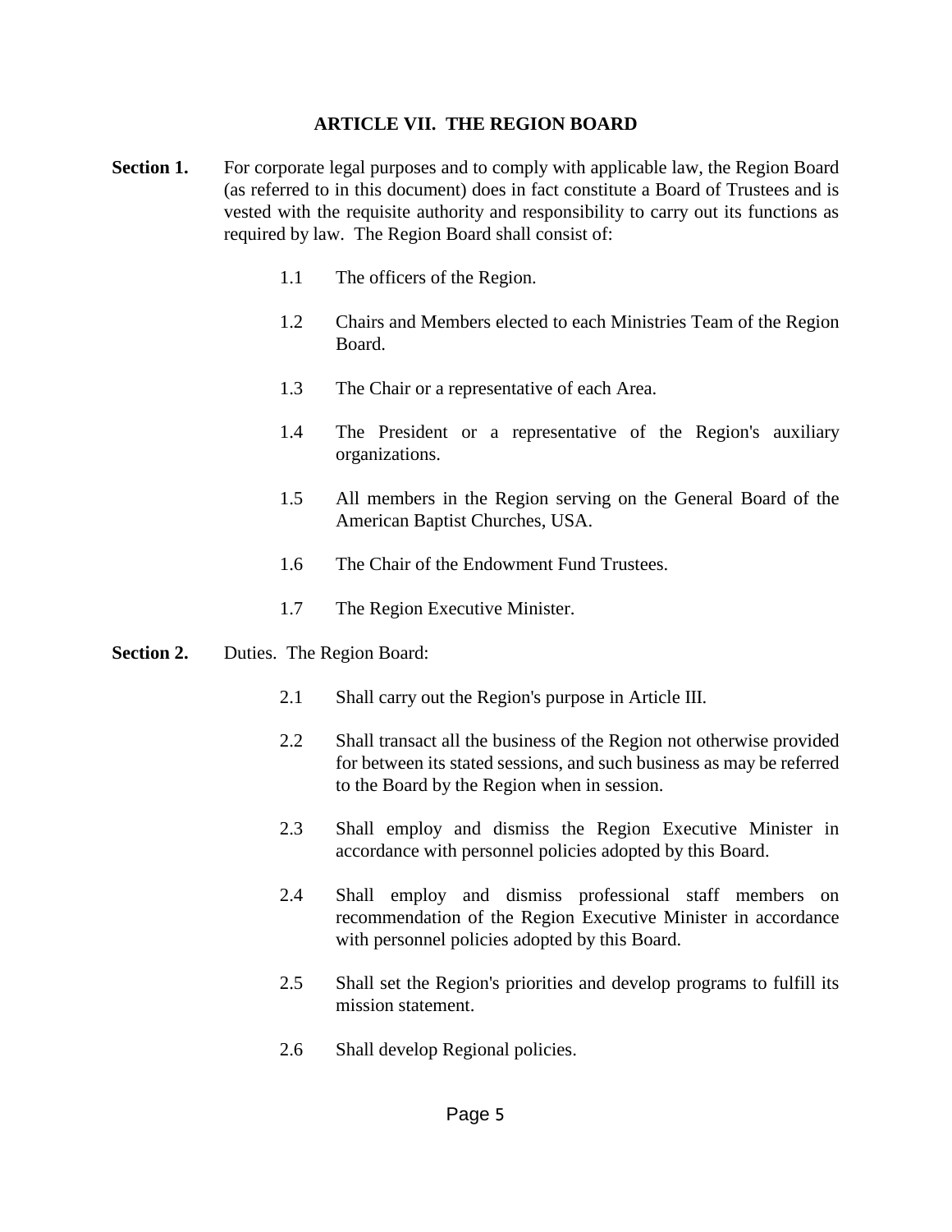## ARTICLE VII. THE REGION BOARD

**Section 1.** For corporate legal purposes and to comply with applicable law, the Region Board (as referred to in this document) does in fact constitute a Board of Trustees and is vested with the requisite authority and responsibility to carry out its functions as required by law. The Region Board shall consist of:

- 1.1 The officers of the Region.
- 1.2 Chairs and Members elected to each Ministries Team of the Region Board.
- 1.3 The Chair or a representative of each Area.
- 1.4 The President or a representative of the Region's auxiliary organizations.
- 1.5 All members in the Region serving on the General Board of the American Baptist Churches, USA.
- 1.6 The Chair of the Endowment Fund Trustees.
- 1.7 The Region Executive Minister.

**Section 2.** Duties. The Region Board:

- 2.1 Shall carry out the Region's purpose in Article III.
- 2.2 Shall transact all the business of the Region not otherwise provided for between its stated sessions, and such business as may be referred to the Board by the Region when in session.
- 2.3 Shall employ and dismiss the Region Executive Minister in accordance with personnel policies adopted by this Board.
- 2.4 Shall employ and dismiss professional staff members on recommendation of the Region Executive Minister in accordance with personnel policies adopted by this Board.
- 2.5 Shall set the Region's priorities and develop programs to fulfill its mission statement.
- 2.6 Shall develop Regional policies.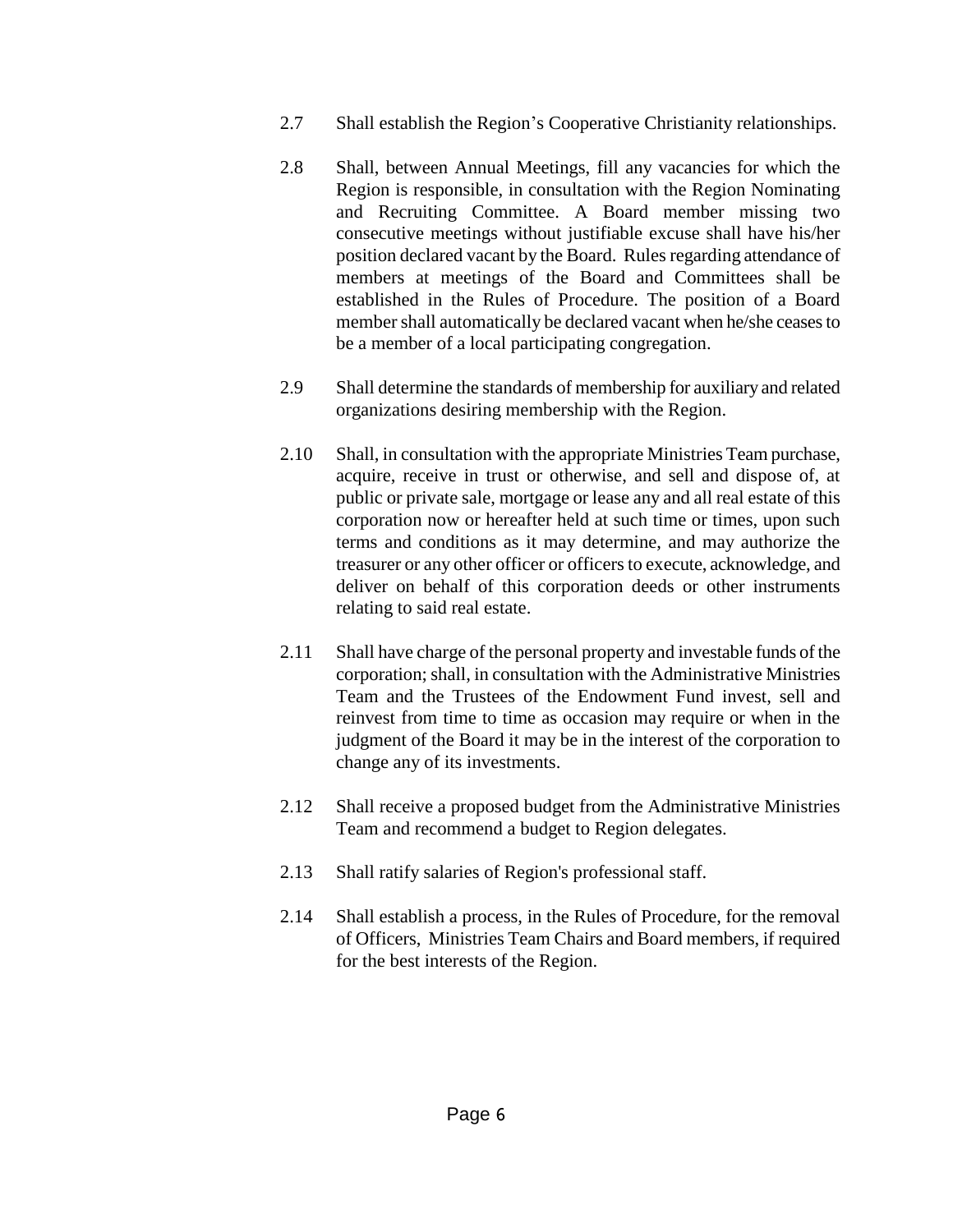2.7 Shall establish the Region's Cooperative Christianity relationships.

2.8 Shall, between Annual Meetings, fill any vacancies for which the Region is responsible, in consultation with the Region Nominating and Recruiting Committee. A Board member missing two consecutive meetings without justifiable excuse shall have his/her position declared vacant by the Board. Rules regarding attendance of members at meetings of the Board and Committees shall be established in the Rules of Procedure. The position of a Board member shall automatically be declared vacant when he/she ceases to be a member of a local participating congregation.

2.9 Shall determine the standards of membership for auxiliary and related organizations desiring membership with the Region.

2.10 Shall, in consultation with the appropriate Ministries Team purchase, acquire, receive in trust or otherwise, and sell and dispose of, at public or private sale, mortgage or lease any and all real estate of this corporation now or hereafter held at such time or times, upon such terms and conditions as it may determine, and may authorize the treasurer or any other officer or officers to execute, acknowledge, and deliver on behalf of this corporation deeds or other instruments relating to said real estate.

2.11 Shall have charge of the personal property and investable funds of the corporation; shall, in consultation with the Administrative Ministries Team and the Trustees of the Endowment Fund invest, sell and reinvest from time to time as occasion may require or when in the judgment of the Board it may be in the interest of the corporation to change any of its investments.

2.12 Shall receive a proposed budget from the Administrative Ministries Team and recommend a budget to Region delegates.

2.13 Shall ratify salaries of Region's professional staff.

2.14 Shall establish a process, in the Rules of Procedure, for the removal of Officers, Ministries Team Chairs and Board members, if required for the best interests of the Region.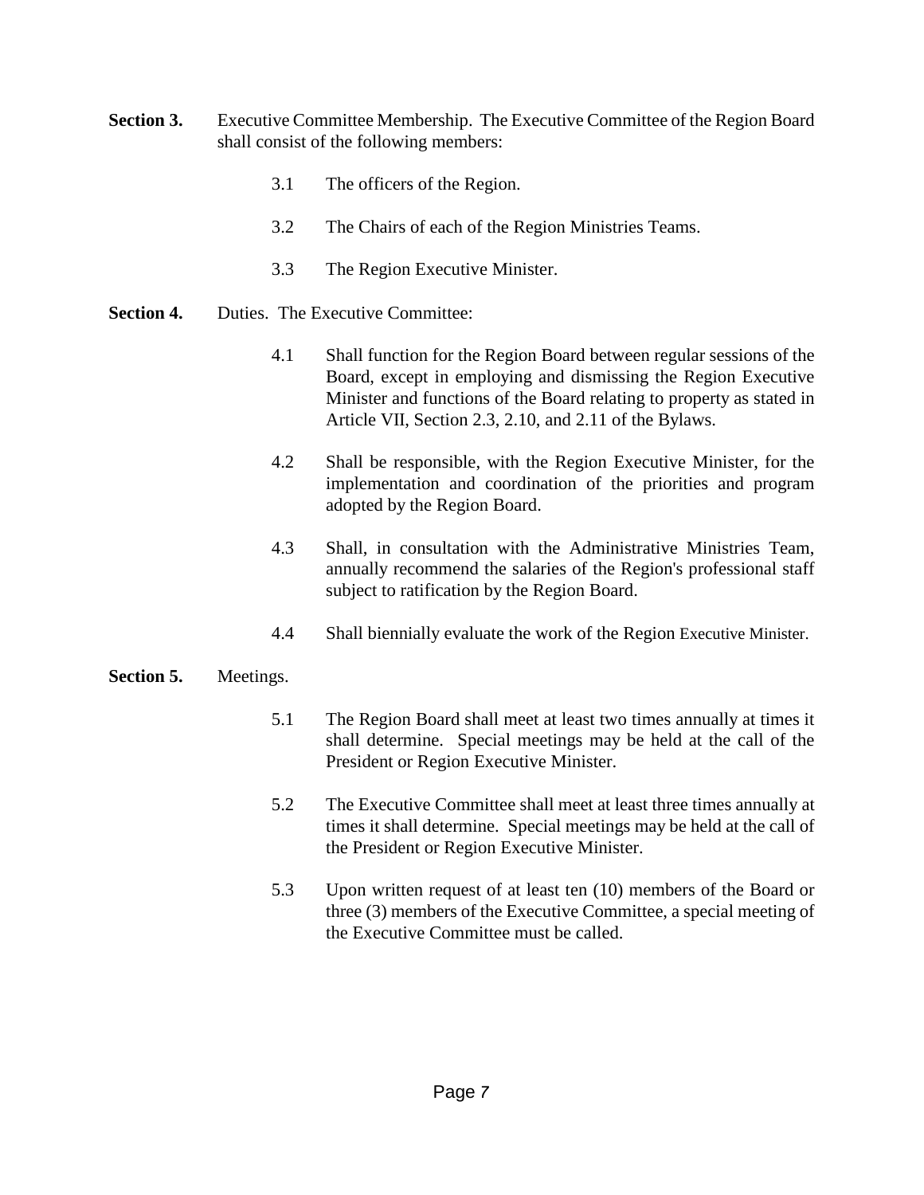**Section 3.** Executive Committee Membership. The Executive Committee of the Region Board shall consist of the following members:

3.1 The officers of the Region.

3.2 The Chairs of each of the Region Ministries Teams.

3.3 The Region Executive Minister.

**Section 4.** Duties. The Executive Committee:

4.1 Shall function for the Region Board between regular sessions of the Board, except in employing and dismissing the Region Executive Minister and functions of the Board relating to property as stated in Article VII, Section 2.3, 2.10, and 2.11 of the Bylaws.

4.2 Shall be responsible, with the Region Executive Minister, for the implementation and coordination of the priorities and program adopted by the Region Board.

4.3 Shall, in consultation with the Administrative Ministries Team, annually recommend the salaries of the Region's professional staff subject to ratification by the Region Board.

4.4 Shall biennially evaluate the work of the Region Executive Minister.

**Section 5.** Meetings.

5.1 The Region Board shall meet at least two times annually at times it shall determine. Special meetings may be held at the call of the President or Region Executive Minister.

5.2 The Executive Committee shall meet at least three times annually at times it shall determine. Special meetings may be held at the call of the President or Region Executive Minister.

5.3 Upon written request of at least ten (10) members of the Board or three (3) members of the Executive Committee, a special meeting of the Executive Committee must be called.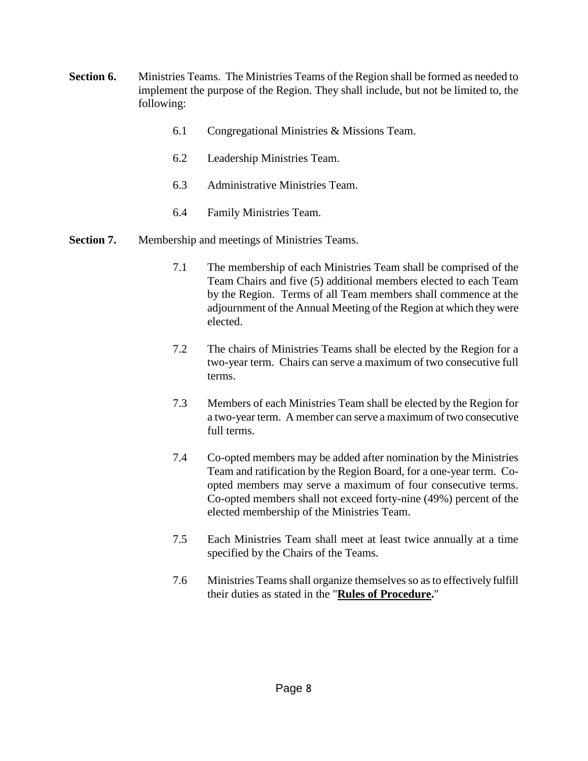**Section 6.** Ministries Teams. The Ministries Teams of the Region shall be formed as needed to implement the purpose of the Region. They shall include, but not be limited to, the following:

6.1 Congregational Ministries & Missions Team.

6.2 Leadership Ministries Team.

6.3 Administrative Ministries Team.

6.4 Family Ministries Team.

**Section 7.** Membership and meetings of Ministries Teams.

7.1 The membership of each Ministries Team shall be comprised of the Team Chairs and five (5) additional members elected to each Team by the Region. Terms of all Team members shall commence at the adjournment of the Annual Meeting of the Region at which they were elected.

7.2 The chairs of Ministries Teams shall be elected by the Region for a two-year term. Chairs can serve a maximum of two consecutive full terms.

7.3 Members of each Ministries Team shall be elected by the Region for a two-year term. A member can serve a maximum of two consecutive full terms.

7.4 Co-opted members may be added after nomination by the Ministries Team and ratification by the Region Board, for a one-year term. Co-opted members may serve a maximum of four consecutive terms. Co-opted members shall not exceed forty-nine (49%) percent of the elected membership of the Ministries Team.

7.5 Each Ministries Team shall meet at least twice annually at a time specified by the Chairs of the Teams.

7.6 Ministries Teams shall organize themselves so as to effectively fulfill their duties as stated in the "**Rules of Procedure.**"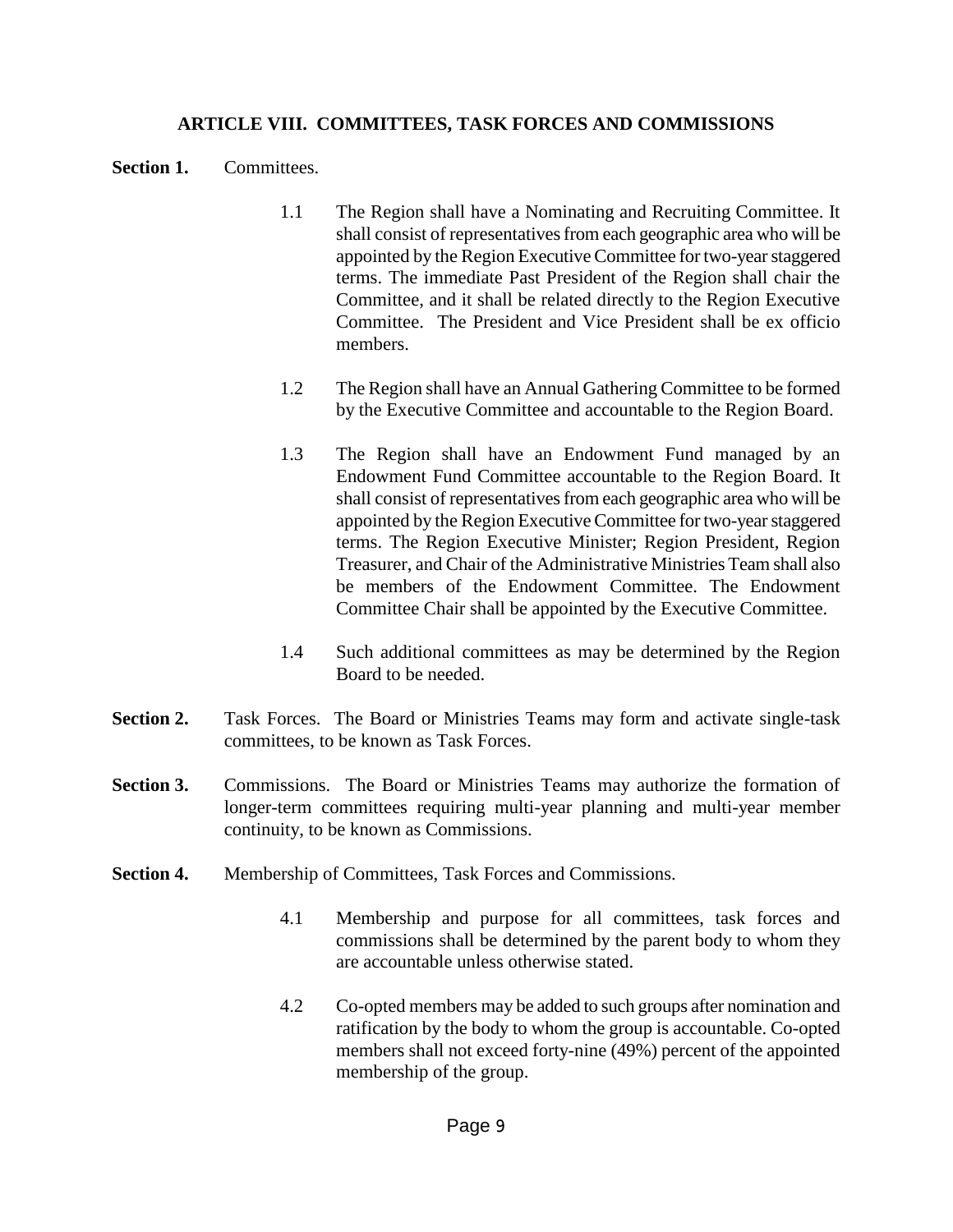## ARTICLE VIII. COMMITTEES, TASK FORCES AND COMMISSIONS

**Section 1.** Committees.

1.1 The Region shall have a Nominating and Recruiting Committee. It shall consist of representatives from each geographic area who will be appointed by the Region Executive Committee for two-year staggered terms. The immediate Past President of the Region shall chair the Committee, and it shall be related directly to the Region Executive Committee. The President and Vice President shall be ex officio members.

1.2 The Region shall have an Annual Gathering Committee to be formed by the Executive Committee and accountable to the Region Board.

1.3 The Region shall have an Endowment Fund managed by an Endowment Fund Committee accountable to the Region Board. It shall consist of representatives from each geographic area who will be appointed by the Region Executive Committee for two-year staggered terms. The Region Executive Minister; Region President, Region Treasurer, and Chair of the Administrative Ministries Team shall also be members of the Endowment Committee. The Endowment Committee Chair shall be appointed by the Executive Committee.

1.4 Such additional committees as may be determined by the Region Board to be needed.

**Section 2.** Task Forces. The Board or Ministries Teams may form and activate single-task committees, to be known as Task Forces.

**Section 3.** Commissions. The Board or Ministries Teams may authorize the formation of longer-term committees requiring multi-year planning and multi-year member continuity, to be known as Commissions.

**Section 4.** Membership of Committees, Task Forces and Commissions.

4.1 Membership and purpose for all committees, task forces and commissions shall be determined by the parent body to whom they are accountable unless otherwise stated.

4.2 Co-opted members may be added to such groups after nomination and ratification by the body to whom the group is accountable. Co-opted members shall not exceed forty-nine (49%) percent of the appointed membership of the group.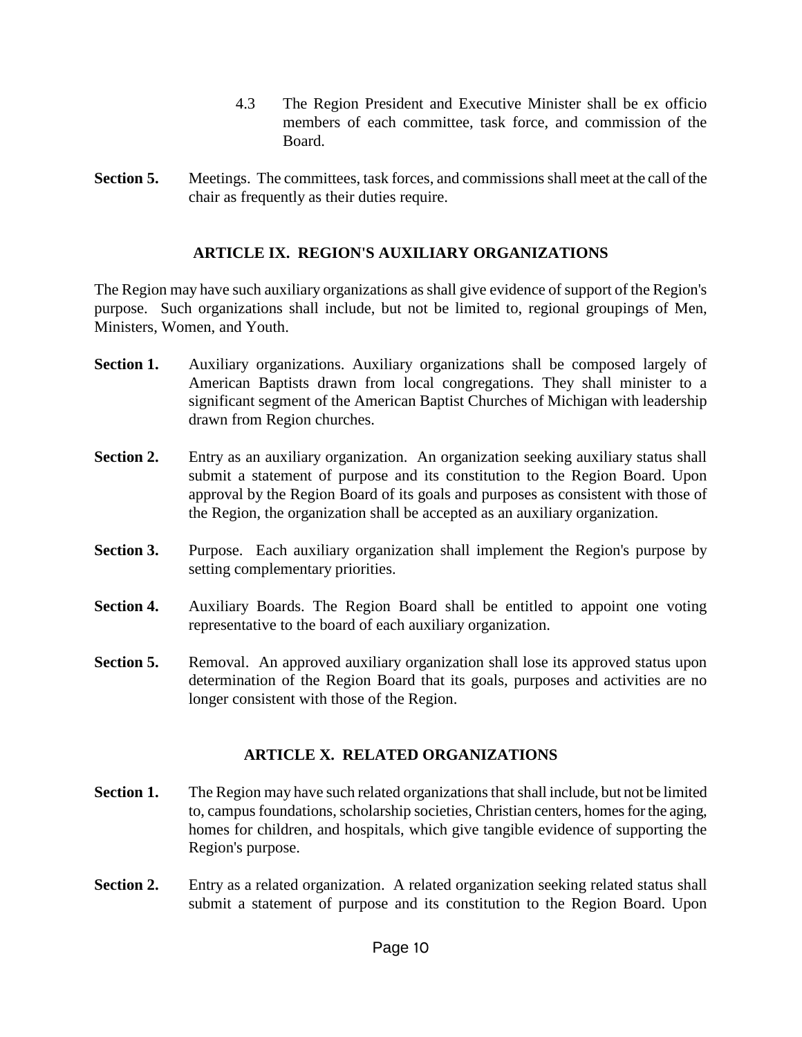4.3 The Region President and Executive Minister shall be ex officio members of each committee, task force, and commission of the Board.

**Section 5.** Meetings. The committees, task forces, and commissions shall meet at the call of the chair as frequently as their duties require.

## ARTICLE IX. REGION'S AUXILIARY ORGANIZATIONS

The Region may have such auxiliary organizations as shall give evidence of support of the Region's purpose. Such organizations shall include, but not be limited to, regional groupings of Men, Ministers, Women, and Youth.

**Section 1.** Auxiliary organizations. Auxiliary organizations shall be composed largely of American Baptists drawn from local congregations. They shall minister to a significant segment of the American Baptist Churches of Michigan with leadership drawn from Region churches.

**Section 2.** Entry as an auxiliary organization. An organization seeking auxiliary status shall submit a statement of purpose and its constitution to the Region Board. Upon approval by the Region Board of its goals and purposes as consistent with those of the Region, the organization shall be accepted as an auxiliary organization.

**Section 3.** Purpose. Each auxiliary organization shall implement the Region's purpose by setting complementary priorities.

**Section 4.** Auxiliary Boards. The Region Board shall be entitled to appoint one voting representative to the board of each auxiliary organization.

**Section 5.** Removal. An approved auxiliary organization shall lose its approved status upon determination of the Region Board that its goals, purposes and activities are no longer consistent with those of the Region.

## ARTICLE X. RELATED ORGANIZATIONS

**Section 1.** The Region may have such related organizations that shall include, but not be limited to, campus foundations, scholarship societies, Christian centers, homes for the aging, homes for children, and hospitals, which give tangible evidence of supporting the Region's purpose.

**Section 2.** Entry as a related organization. A related organization seeking related status shall submit a statement of purpose and its constitution to the Region Board. Upon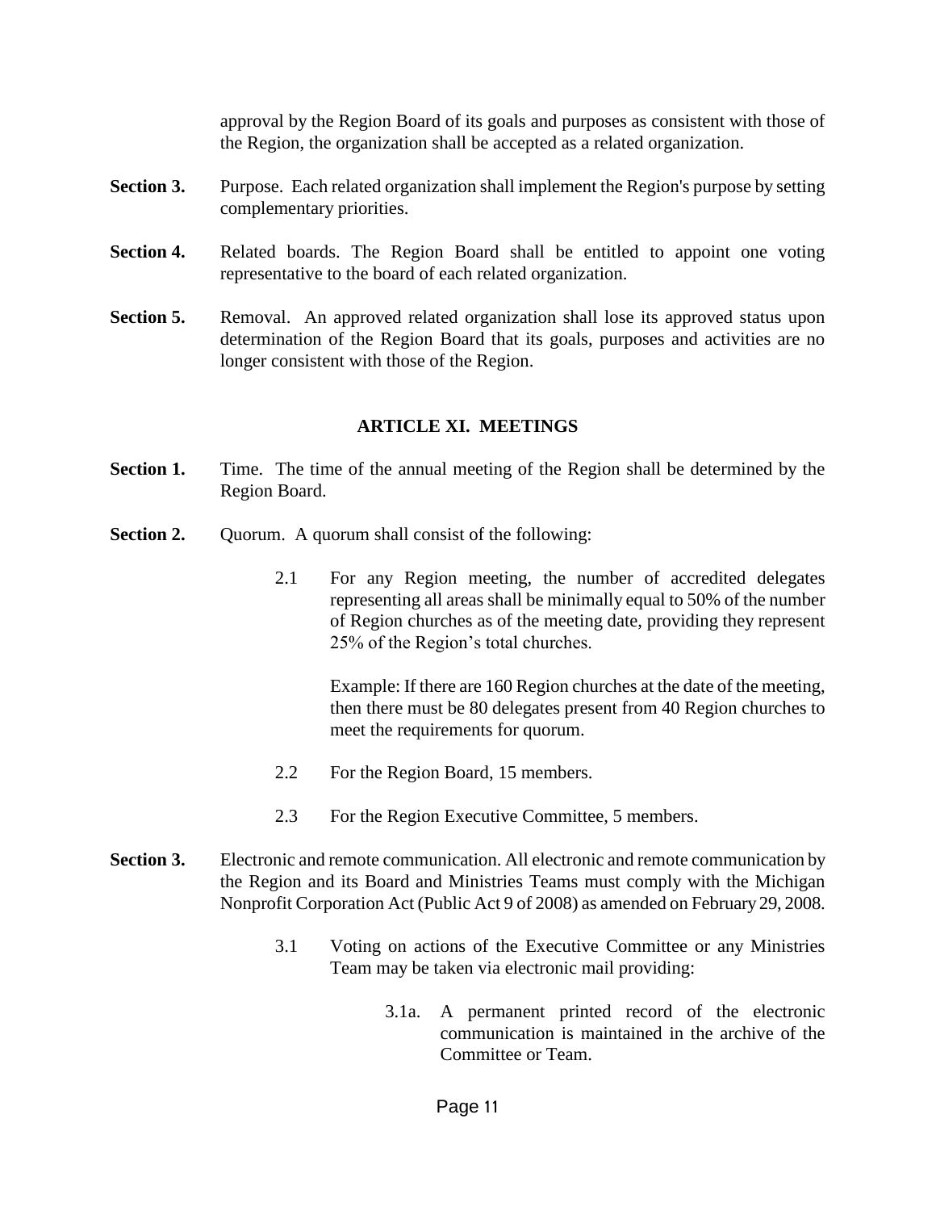approval by the Region Board of its goals and purposes as consistent with those of the Region, the organization shall be accepted as a related organization.

**Section 3.** Purpose. Each related organization shall implement the Region's purpose by setting complementary priorities.

**Section 4.** Related boards. The Region Board shall be entitled to appoint one voting representative to the board of each related organization.

**Section 5.** Removal. An approved related organization shall lose its approved status upon determination of the Region Board that its goals, purposes and activities are no longer consistent with those of the Region.

## ARTICLE XI. MEETINGS

**Section 1.** Time. The time of the annual meeting of the Region shall be determined by the Region Board.

**Section 2.** Quorum. A quorum shall consist of the following:

2.1 For any Region meeting, the number of accredited delegates representing all areas shall be minimally equal to 50% of the number of Region churches as of the meeting date, providing they represent 25% of the Region's total churches.

Example: If there are 160 Region churches at the date of the meeting, then there must be 80 delegates present from 40 Region churches to meet the requirements for quorum.

2.2 For the Region Board, 15 members.

2.3 For the Region Executive Committee, 5 members.

**Section 3.** Electronic and remote communication. All electronic and remote communication by the Region and its Board and Ministries Teams must comply with the Michigan Nonprofit Corporation Act (Public Act 9 of 2008) as amended on February 29, 2008.

3.1 Voting on actions of the Executive Committee or any Ministries Team may be taken via electronic mail providing:

3.1a. A permanent printed record of the electronic communication is maintained in the archive of the Committee or Team.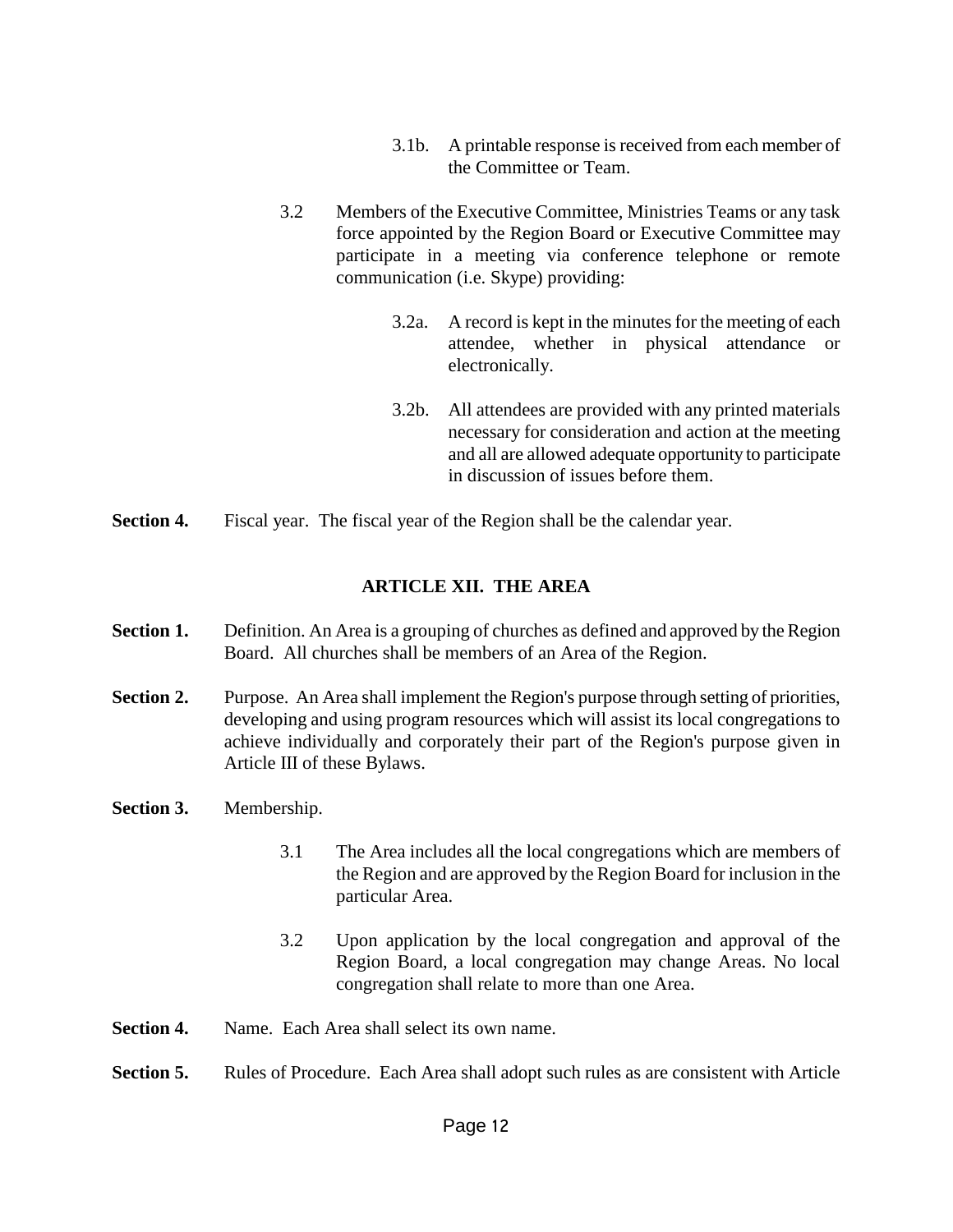3.1b. A printable response is received from each member of the Committee or Team.

3.2 Members of the Executive Committee, Ministries Teams or any task force appointed by the Region Board or Executive Committee may participate in a meeting via conference telephone or remote communication (i.e. Skype) providing:

3.2a. A record is kept in the minutes for the meeting of each attendee, whether in physical attendance or electronically.

3.2b. All attendees are provided with any printed materials necessary for consideration and action at the meeting and all are allowed adequate opportunity to participate in discussion of issues before them.

**Section 4.** Fiscal year. The fiscal year of the Region shall be the calendar year.

## ARTICLE XII. THE AREA

**Section 1.** Definition. An Area is a grouping of churches as defined and approved by the Region Board. All churches shall be members of an Area of the Region.

**Section 2.** Purpose. An Area shall implement the Region's purpose through setting of priorities, developing and using program resources which will assist its local congregations to achieve individually and corporately their part of the Region's purpose given in Article III of these Bylaws.

**Section 3.** Membership.

3.1 The Area includes all the local congregations which are members of the Region and are approved by the Region Board for inclusion in the particular Area.

3.2 Upon application by the local congregation and approval of the Region Board, a local congregation may change Areas. No local congregation shall relate to more than one Area.

**Section 4.** Name. Each Area shall select its own name.

**Section 5.** Rules of Procedure. Each Area shall adopt such rules as are consistent with Article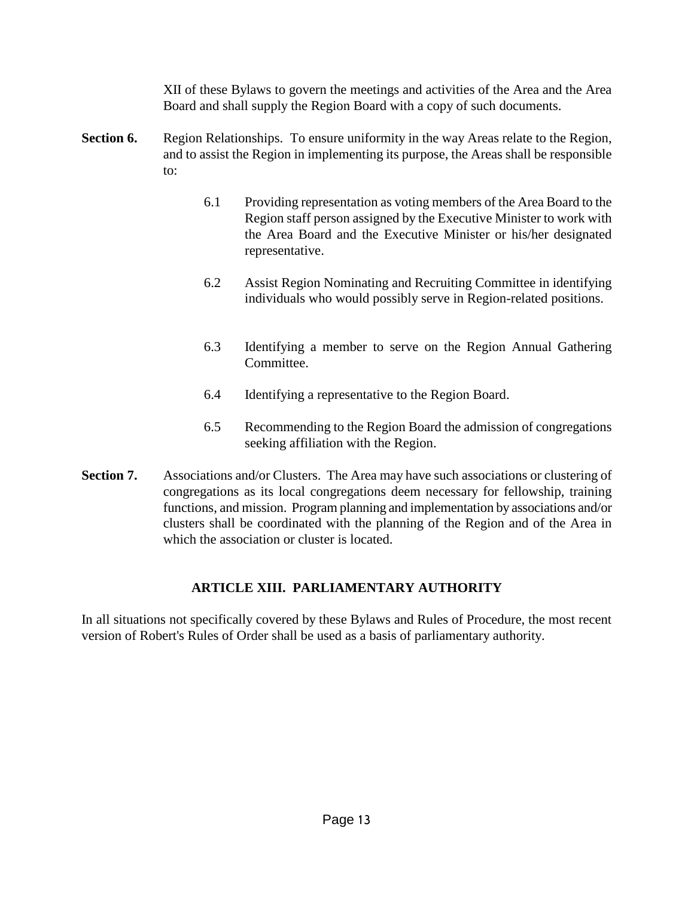XII of these Bylaws to govern the meetings and activities of the Area and the Area Board and shall supply the Region Board with a copy of such documents.

**Section 6.** Region Relationships. To ensure uniformity in the way Areas relate to the Region, and to assist the Region in implementing its purpose, the Areas shall be responsible to:

6.1 Providing representation as voting members of the Area Board to the Region staff person assigned by the Executive Minister to work with the Area Board and the Executive Minister or his/her designated representative.

6.2 Assist Region Nominating and Recruiting Committee in identifying individuals who would possibly serve in Region-related positions.

6.3 Identifying a member to serve on the Region Annual Gathering Committee.

6.4 Identifying a representative to the Region Board.

6.5 Recommending to the Region Board the admission of congregations seeking affiliation with the Region.

**Section 7.** Associations and/or Clusters. The Area may have such associations or clustering of congregations as its local congregations deem necessary for fellowship, training functions, and mission. Program planning and implementation by associations and/or clusters shall be coordinated with the planning of the Region and of the Area in which the association or cluster is located.

## ARTICLE XIII. PARLIAMENTARY AUTHORITY

In all situations not specifically covered by these Bylaws and Rules of Procedure, the most recent version of Robert's Rules of Order shall be used as a basis of parliamentary authority.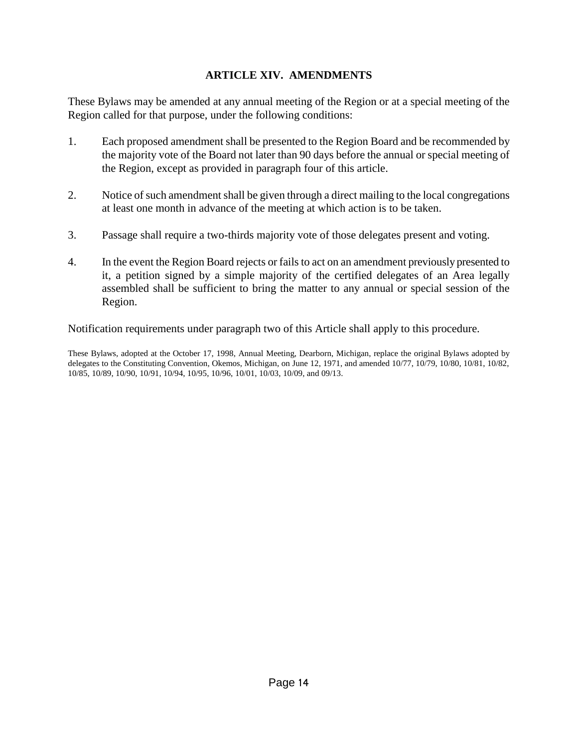## ARTICLE XIV. AMENDMENTS

These Bylaws may be amended at any annual meeting of the Region or at a special meeting of the Region called for that purpose, under the following conditions:

1. Each proposed amendment shall be presented to the Region Board and be recommended by the majority vote of the Board not later than 90 days before the annual or special meeting of the Region, except as provided in paragraph four of this article.

2. Notice of such amendment shall be given through a direct mailing to the local congregations at least one month in advance of the meeting at which action is to be taken.

3. Passage shall require a two-thirds majority vote of those delegates present and voting.

4. In the event the Region Board rejects or fails to act on an amendment previously presented to it, a petition signed by a simple majority of the certified delegates of an Area legally assembled shall be sufficient to bring the matter to any annual or special session of the Region.

Notification requirements under paragraph two of this Article shall apply to this procedure.

These Bylaws, adopted at the October 17, 1998, Annual Meeting, Dearborn, Michigan, replace the original Bylaws adopted by delegates to the Constituting Convention, Okemos, Michigan, on June 12, 1971, and amended 10/77, 10/79, 10/80, 10/81, 10/82, 10/85, 10/89, 10/90, 10/91, 10/94, 10/95, 10/96, 10/01, 10/03, 10/09, and 09/13.